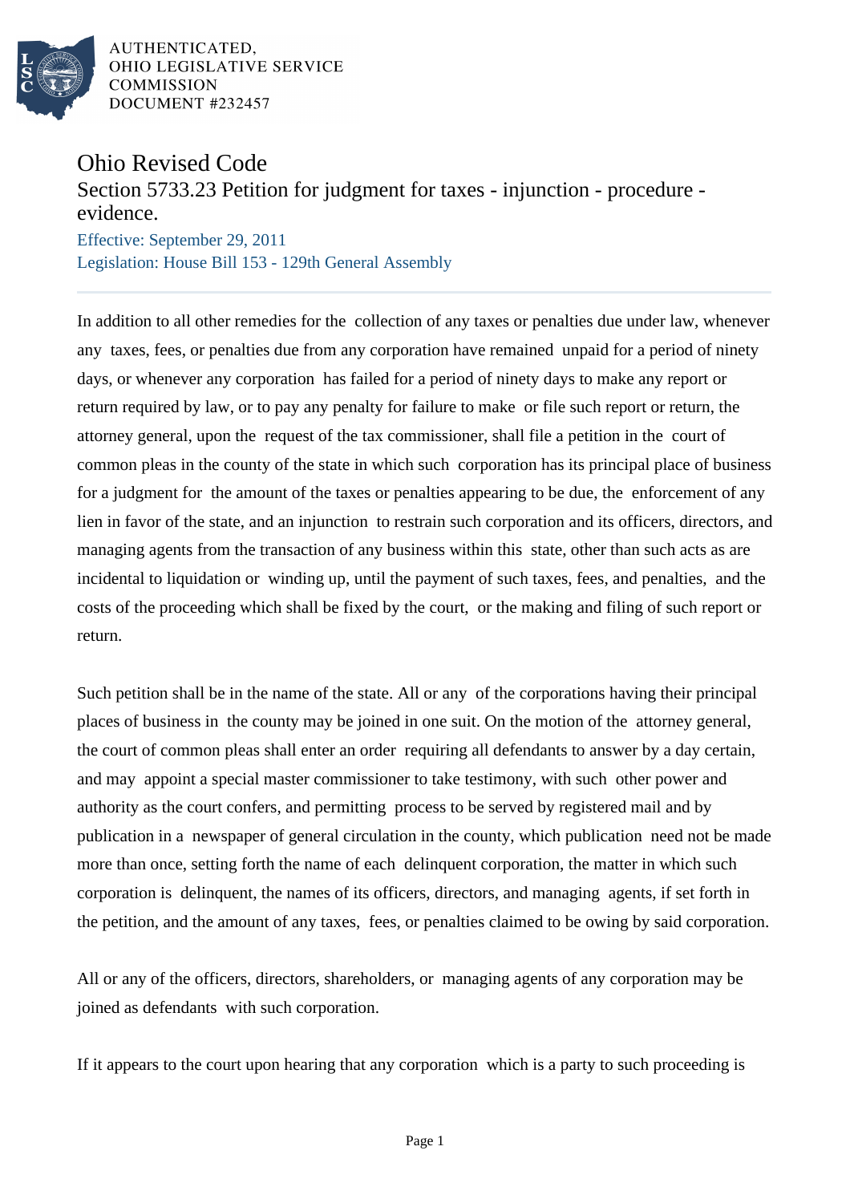AUTHENTICATED,
OHIO LEGISLATIVE SERVICE
COMMISSION
DOCUMENT #232457

# Ohio Revised Code

## Section 5733.23 Petition for judgment for taxes - injunction - procedure - evidence.

Effective: September 29, 2011

Legislation: House Bill 153 - 129th General Assembly

In addition to all other remedies for the collection of any taxes or penalties due under law, whenever any taxes, fees, or penalties due from any corporation have remained unpaid for a period of ninety days, or whenever any corporation has failed for a period of ninety days to make any report or return required by law, or to pay any penalty for failure to make or file such report or return, the attorney general, upon the request of the tax commissioner, shall file a petition in the court of common pleas in the county of the state in which such corporation has its principal place of business for a judgment for the amount of the taxes or penalties appearing to be due, the enforcement of any lien in favor of the state, and an injunction to restrain such corporation and its officers, directors, and managing agents from the transaction of any business within this state, other than such acts as are incidental to liquidation or winding up, until the payment of such taxes, fees, and penalties, and the costs of the proceeding which shall be fixed by the court, or the making and filing of such report or return.

Such petition shall be in the name of the state. All or any of the corporations having their principal places of business in the county may be joined in one suit. On the motion of the attorney general, the court of common pleas shall enter an order requiring all defendants to answer by a day certain, and may appoint a special master commissioner to take testimony, with such other power and authority as the court confers, and permitting process to be served by registered mail and by publication in a newspaper of general circulation in the county, which publication need not be made more than once, setting forth the name of each delinquent corporation, the matter in which such corporation is delinquent, the names of its officers, directors, and managing agents, if set forth in the petition, and the amount of any taxes, fees, or penalties claimed to be owing by said corporation.

All or any of the officers, directors, shareholders, or managing agents of any corporation may be joined as defendants with such corporation.

If it appears to the court upon hearing that any corporation which is a party to such proceeding is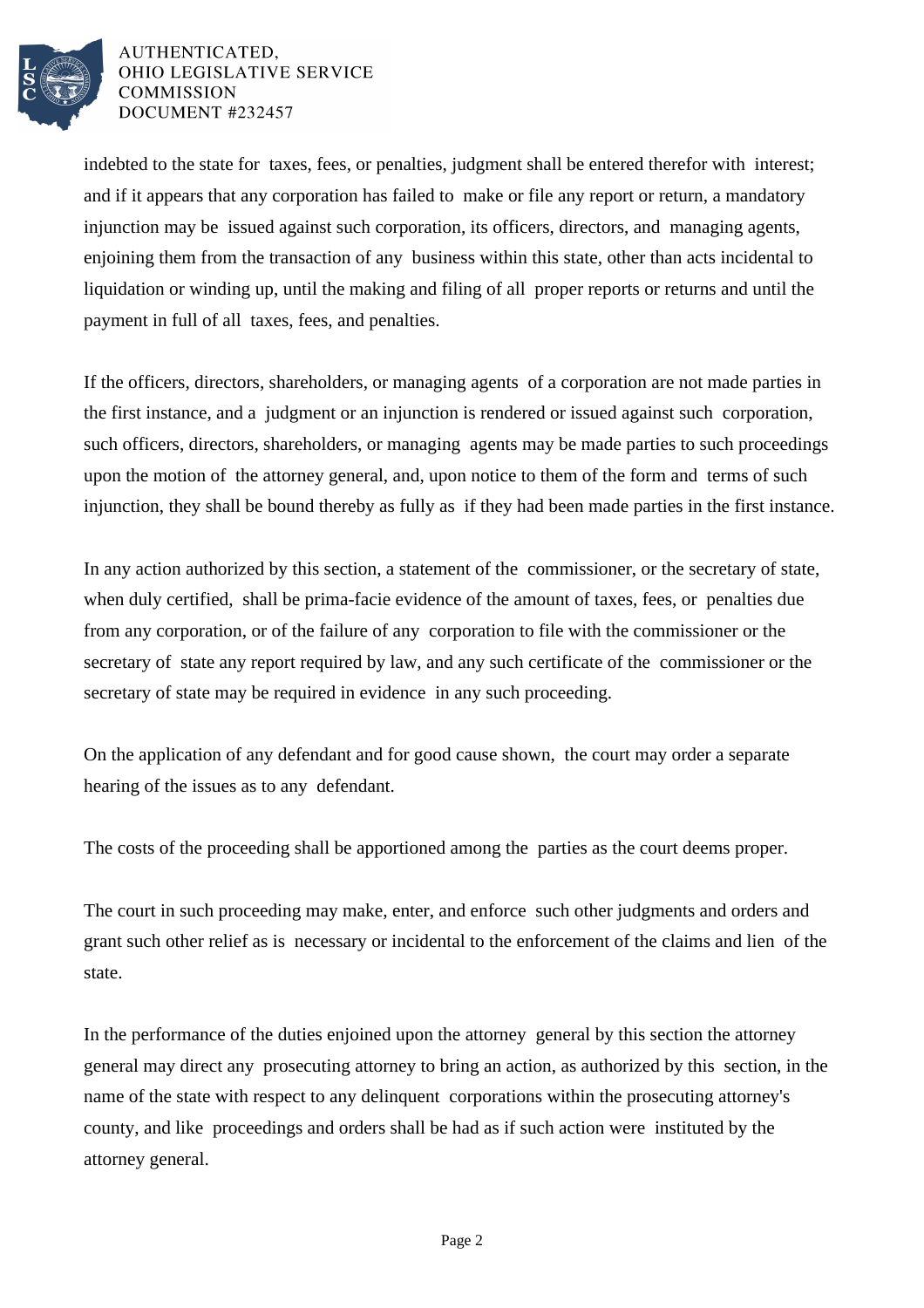indebted to the state for taxes, fees, or penalties, judgment shall be entered therefor with interest; and if it appears that any corporation has failed to make or file any report or return, a mandatory injunction may be issued against such corporation, its officers, directors, and managing agents, enjoining them from the transaction of any business within this state, other than acts incidental to liquidation or winding up, until the making and filing of all proper reports or returns and until the payment in full of all taxes, fees, and penalties.

If the officers, directors, shareholders, or managing agents of a corporation are not made parties in the first instance, and a judgment or an injunction is rendered or issued against such corporation, such officers, directors, shareholders, or managing agents may be made parties to such proceedings upon the motion of the attorney general, and, upon notice to them of the form and terms of such injunction, they shall be bound thereby as fully as if they had been made parties in the first instance.

In any action authorized by this section, a statement of the commissioner, or the secretary of state, when duly certified, shall be prima-facie evidence of the amount of taxes, fees, or penalties due from any corporation, or of the failure of any corporation to file with the commissioner or the secretary of state any report required by law, and any such certificate of the commissioner or the secretary of state may be required in evidence in any such proceeding.

On the application of any defendant and for good cause shown, the court may order a separate hearing of the issues as to any defendant.

The costs of the proceeding shall be apportioned among the parties as the court deems proper.

The court in such proceeding may make, enter, and enforce such other judgments and orders and grant such other relief as is necessary or incidental to the enforcement of the claims and lien of the state.

In the performance of the duties enjoined upon the attorney general by this section the attorney general may direct any prosecuting attorney to bring an action, as authorized by this section, in the name of the state with respect to any delinquent corporations within the prosecuting attorney's county, and like proceedings and orders shall be had as if such action were instituted by the attorney general.